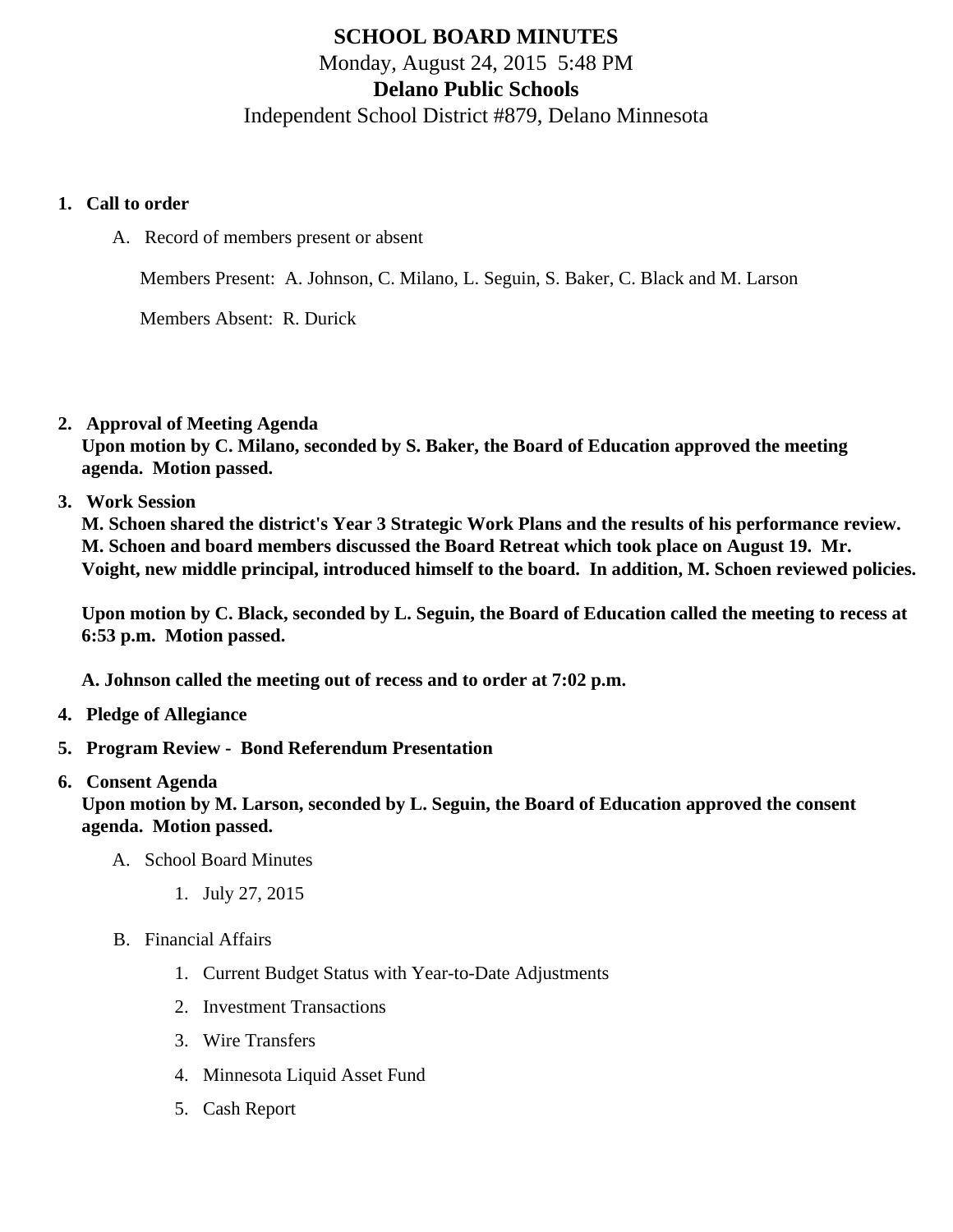# SCHOOL BOARD MINUTES

Monday, August 24, 2015 5:48 PM

## Delano Public Schools

Independent School District #879, Delano Minnesota

1. **Call to order**

   A. Record of members present or absent

      Members Present: A. Johnson, C. Milano, L. Seguin, S. Baker, C. Black and M. Larson

      Members Absent: R. Durick

2. **Approval of Meeting Agenda**

   **Upon motion by C. Milano, seconded by S. Baker, the Board of Education approved the meeting agenda. Motion passed.**

3. **Work Session**

   **M. Schoen shared the district's Year 3 Strategic Work Plans and the results of his performance review. M. Schoen and board members discussed the Board Retreat which took place on August 19. Mr. Voight, new middle principal, introduced himself to the board. In addition, M. Schoen reviewed policies.**

   **Upon motion by C. Black, seconded by L. Seguin, the Board of Education called the meeting to recess at 6:53 p.m. Motion passed.**

   **A. Johnson called the meeting out of recess and to order at 7:02 p.m.**

4. **Pledge of Allegiance**

5. **Program Review - Bond Referendum Presentation**

6. **Consent Agenda**

   **Upon motion by M. Larson, seconded by L. Seguin, the Board of Education approved the consent agenda. Motion passed.**

   A. School Board Minutes

      1. July 27, 2015

   B. Financial Affairs

      1. Current Budget Status with Year-to-Date Adjustments
      2. Investment Transactions
      3. Wire Transfers
      4. Minnesota Liquid Asset Fund
      5. Cash Report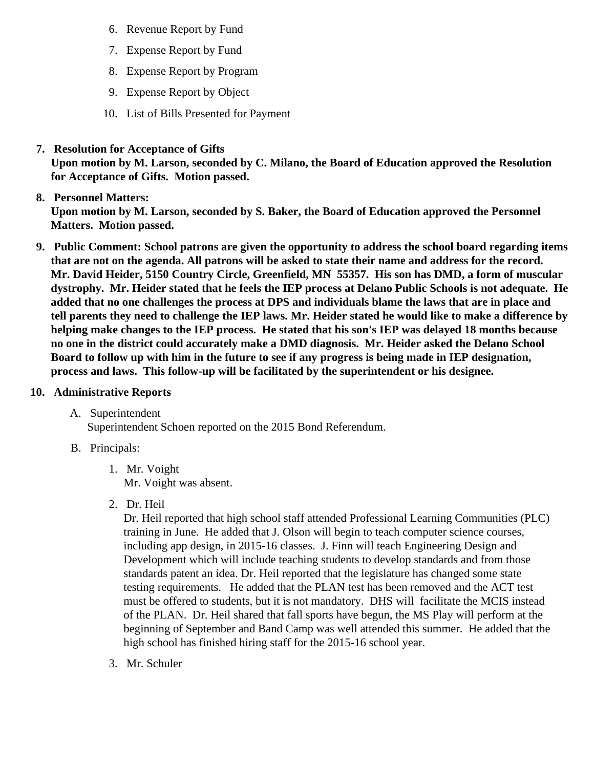6. Revenue Report by Fund
7. Expense Report by Fund
8. Expense Report by Program
9. Expense Report by Object
10. List of Bills Presented for Payment

7. **Resolution for Acceptance of Gifts**
   **Upon motion by M. Larson, seconded by C. Milano, the Board of Education approved the Resolution for Acceptance of Gifts. Motion passed.**

8. **Personnel Matters:**
   **Upon motion by M. Larson, seconded by S. Baker, the Board of Education approved the Personnel Matters. Motion passed.**

9. **Public Comment: School patrons are given the opportunity to address the school board regarding items that are not on the agenda. All patrons will be asked to state their name and address for the record. Mr. David Heider, 5150 Country Circle, Greenfield, MN 55357. His son has DMD, a form of muscular dystrophy. Mr. Heider stated that he feels the IEP process at Delano Public Schools is not adequate. He added that no one challenges the process at DPS and individuals blame the laws that are in place and tell parents they need to challenge the IEP laws. Mr. Heider stated he would like to make a difference by helping make changes to the IEP process. He stated that his son's IEP was delayed 18 months because no one in the district could accurately make a DMD diagnosis. Mr. Heider asked the Delano School Board to follow up with him in the future to see if any progress is being made in IEP designation, process and laws. This follow-up will be facilitated by the superintendent or his designee.**

10. **Administrative Reports**

    A. Superintendent
       Superintendent Schoen reported on the 2015 Bond Referendum.

    B. Principals:

       1. Mr. Voight
          Mr. Voight was absent.

       2. Dr. Heil
          Dr. Heil reported that high school staff attended Professional Learning Communities (PLC) training in June. He added that J. Olson will begin to teach computer science courses, including app design, in 2015-16 classes. J. Finn will teach Engineering Design and Development which will include teaching students to develop standards and from those standards patent an idea. Dr. Heil reported that the legislature has changed some state testing requirements. He added that the PLAN test has been removed and the ACT test must be offered to students, but it is not mandatory. DHS will facilitate the MCIS instead of the PLAN. Dr. Heil shared that fall sports have begun, the MS Play will perform at the beginning of September and Band Camp was well attended this summer. He added that the high school has finished hiring staff for the 2015-16 school year.

       3. Mr. Schuler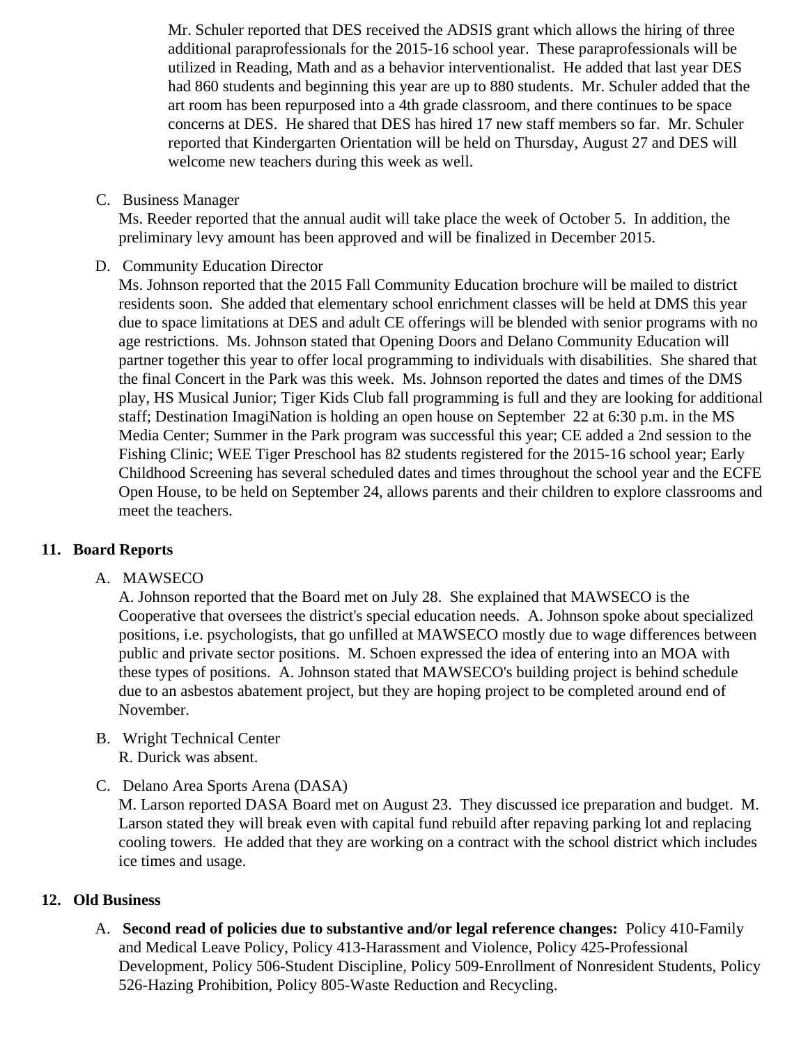Mr. Schuler reported that DES received the ADSIS grant which allows the hiring of three additional paraprofessionals for the 2015-16 school year. These paraprofessionals will be utilized in Reading, Math and as a behavior interventionalist. He added that last year DES had 860 students and beginning this year are up to 880 students. Mr. Schuler added that the art room has been repurposed into a 4th grade classroom, and there continues to be space concerns at DES. He shared that DES has hired 17 new staff members so far. Mr. Schuler reported that Kindergarten Orientation will be held on Thursday, August 27 and DES will welcome new teachers during this week as well.

C. Business Manager
Ms. Reeder reported that the annual audit will take place the week of October 5. In addition, the preliminary levy amount has been approved and will be finalized in December 2015.

D. Community Education Director
Ms. Johnson reported that the 2015 Fall Community Education brochure will be mailed to district residents soon. She added that elementary school enrichment classes will be held at DMS this year due to space limitations at DES and adult CE offerings will be blended with senior programs with no age restrictions. Ms. Johnson stated that Opening Doors and Delano Community Education will partner together this year to offer local programming to individuals with disabilities. She shared that the final Concert in the Park was this week. Ms. Johnson reported the dates and times of the DMS play, HS Musical Junior; Tiger Kids Club fall programming is full and they are looking for additional staff; Destination ImagiNation is holding an open house on September 22 at 6:30 p.m. in the MS Media Center; Summer in the Park program was successful this year; CE added a 2nd session to the Fishing Clinic; WEE Tiger Preschool has 82 students registered for the 2015-16 school year; Early Childhood Screening has several scheduled dates and times throughout the school year and the ECFE Open House, to be held on September 24, allows parents and their children to explore classrooms and meet the teachers.

## 11. Board Reports

A. MAWSECO
A. Johnson reported that the Board met on July 28. She explained that MAWSECO is the Cooperative that oversees the district's special education needs. A. Johnson spoke about specialized positions, i.e. psychologists, that go unfilled at MAWSECO mostly due to wage differences between public and private sector positions. M. Schoen expressed the idea of entering into an MOA with these types of positions. A. Johnson stated that MAWSECO's building project is behind schedule due to an asbestos abatement project, but they are hoping project to be completed around end of November.

B. Wright Technical Center
R. Durick was absent.

C. Delano Area Sports Arena (DASA)
M. Larson reported DASA Board met on August 23. They discussed ice preparation and budget. M. Larson stated they will break even with capital fund rebuild after repaving parking lot and replacing cooling towers. He added that they are working on a contract with the school district which includes ice times and usage.

## 12. Old Business

A. **Second read of policies due to substantive and/or legal reference changes:** Policy 410-Family and Medical Leave Policy, Policy 413-Harassment and Violence, Policy 425-Professional Development, Policy 506-Student Discipline, Policy 509-Enrollment of Nonresident Students, Policy 526-Hazing Prohibition, Policy 805-Waste Reduction and Recycling.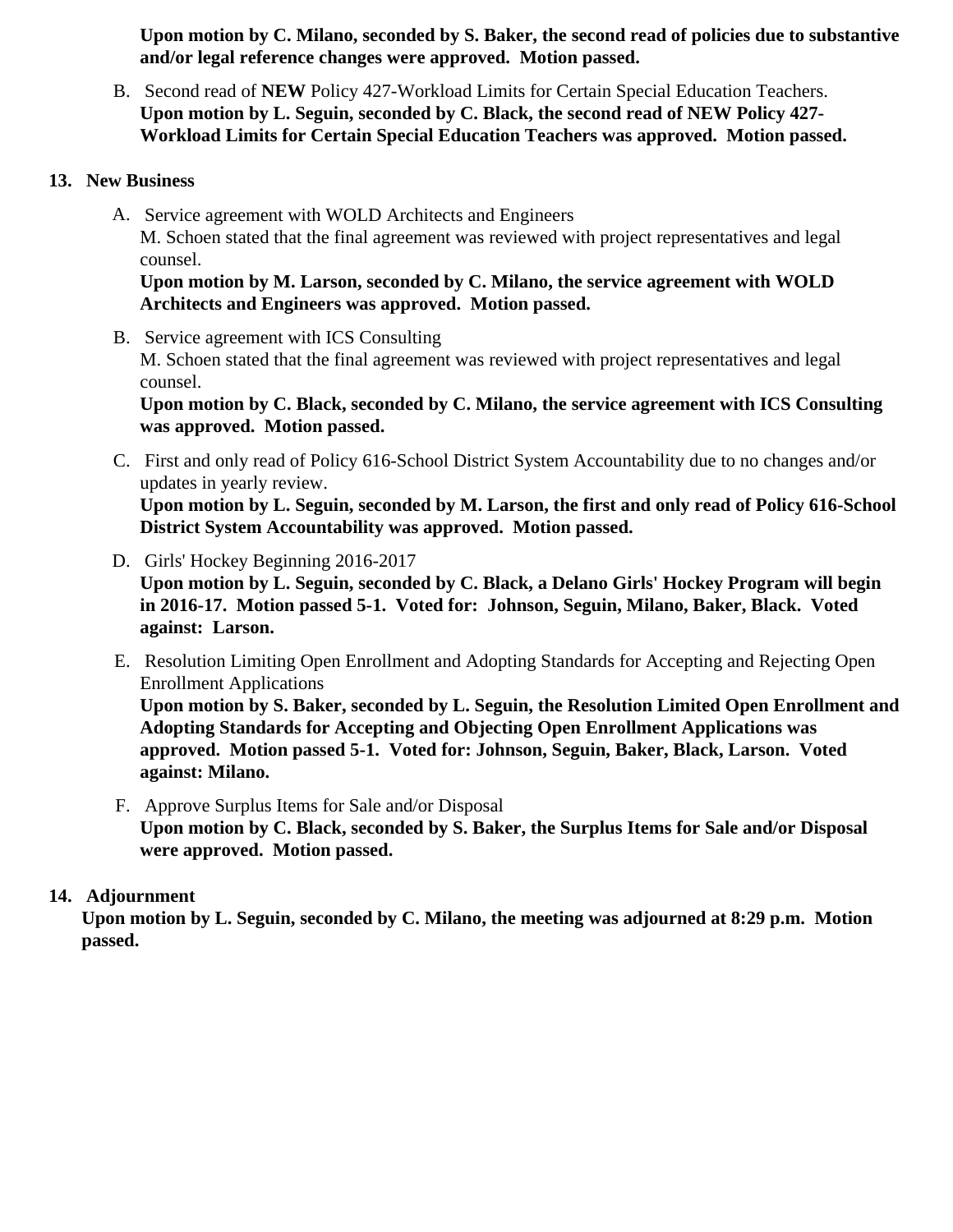**Upon motion by C. Milano, seconded by S. Baker, the second read of policies due to substantive and/or legal reference changes were approved. Motion passed.**

B. Second read of **NEW** Policy 427-Workload Limits for Certain Special Education Teachers.
**Upon motion by L. Seguin, seconded by C. Black, the second read of NEW Policy 427-Workload Limits for Certain Special Education Teachers was approved. Motion passed.**

## 13. New Business

A. Service agreement with WOLD Architects and Engineers
M. Schoen stated that the final agreement was reviewed with project representatives and legal counsel.
**Upon motion by M. Larson, seconded by C. Milano, the service agreement with WOLD Architects and Engineers was approved. Motion passed.**

B. Service agreement with ICS Consulting
M. Schoen stated that the final agreement was reviewed with project representatives and legal counsel.
**Upon motion by C. Black, seconded by C. Milano, the service agreement with ICS Consulting was approved. Motion passed.**

C. First and only read of Policy 616-School District System Accountability due to no changes and/or updates in yearly review.
**Upon motion by L. Seguin, seconded by M. Larson, the first and only read of Policy 616-School District System Accountability was approved. Motion passed.**

D. Girls' Hockey Beginning 2016-2017
**Upon motion by L. Seguin, seconded by C. Black, a Delano Girls' Hockey Program will begin in 2016-17. Motion passed 5-1. Voted for: Johnson, Seguin, Milano, Baker, Black. Voted against: Larson.**

E. Resolution Limiting Open Enrollment and Adopting Standards for Accepting and Rejecting Open Enrollment Applications
**Upon motion by S. Baker, seconded by L. Seguin, the Resolution Limited Open Enrollment and Adopting Standards for Accepting and Objecting Open Enrollment Applications was approved. Motion passed 5-1. Voted for: Johnson, Seguin, Baker, Black, Larson. Voted against: Milano.**

F. Approve Surplus Items for Sale and/or Disposal
**Upon motion by C. Black, seconded by S. Baker, the Surplus Items for Sale and/or Disposal were approved. Motion passed.**

## 14. Adjournment

**Upon motion by L. Seguin, seconded by C. Milano, the meeting was adjourned at 8:29 p.m. Motion passed.**